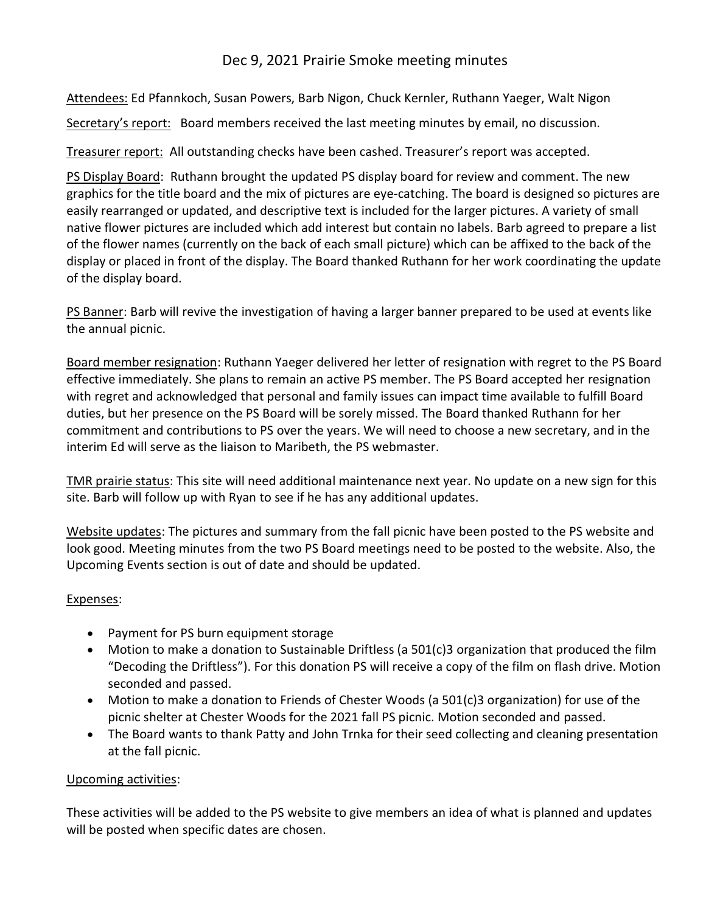# Dec 9, 2021 Prairie Smoke meeting minutes

Attendees: Ed Pfannkoch, Susan Powers, Barb Nigon, Chuck Kernler, Ruthann Yaeger, Walt Nigon

Secretary's report: Board members received the last meeting minutes by email, no discussion.

Treasurer report: All outstanding checks have been cashed. Treasurer's report was accepted.

PS Display Board: Ruthann brought the updated PS display board for review and comment. The new graphics for the title board and the mix of pictures are eye-catching. The board is designed so pictures are easily rearranged or updated, and descriptive text is included for the larger pictures. A variety of small native flower pictures are included which add interest but contain no labels. Barb agreed to prepare a list of the flower names (currently on the back of each small picture) which can be affixed to the back of the display or placed in front of the display. The Board thanked Ruthann for her work coordinating the update of the display board.

PS Banner: Barb will revive the investigation of having a larger banner prepared to be used at events like the annual picnic.

Board member resignation: Ruthann Yaeger delivered her letter of resignation with regret to the PS Board effective immediately. She plans to remain an active PS member. The PS Board accepted her resignation with regret and acknowledged that personal and family issues can impact time available to fulfill Board duties, but her presence on the PS Board will be sorely missed. The Board thanked Ruthann for her commitment and contributions to PS over the years. We will need to choose a new secretary, and in the interim Ed will serve as the liaison to Maribeth, the PS webmaster.

TMR prairie status: This site will need additional maintenance next year. No update on a new sign for this site. Barb will follow up with Ryan to see if he has any additional updates.

Website updates: The pictures and summary from the fall picnic have been posted to the PS website and look good. Meeting minutes from the two PS Board meetings need to be posted to the website. Also, the Upcoming Events section is out of date and should be updated.

Expenses:

- Payment for PS burn equipment storage
- Motion to make a donation to Sustainable Driftless (a 501(c)3 organization that produced the film "Decoding the Driftless"). For this donation PS will receive a copy of the film on flash drive. Motion seconded and passed.
- Motion to make a donation to Friends of Chester Woods (a 501(c)3 organization) for use of the picnic shelter at Chester Woods for the 2021 fall PS picnic. Motion seconded and passed.
- The Board wants to thank Patty and John Trnka for their seed collecting and cleaning presentation at the fall picnic.

Upcoming activities:

These activities will be added to the PS website to give members an idea of what is planned and updates will be posted when specific dates are chosen.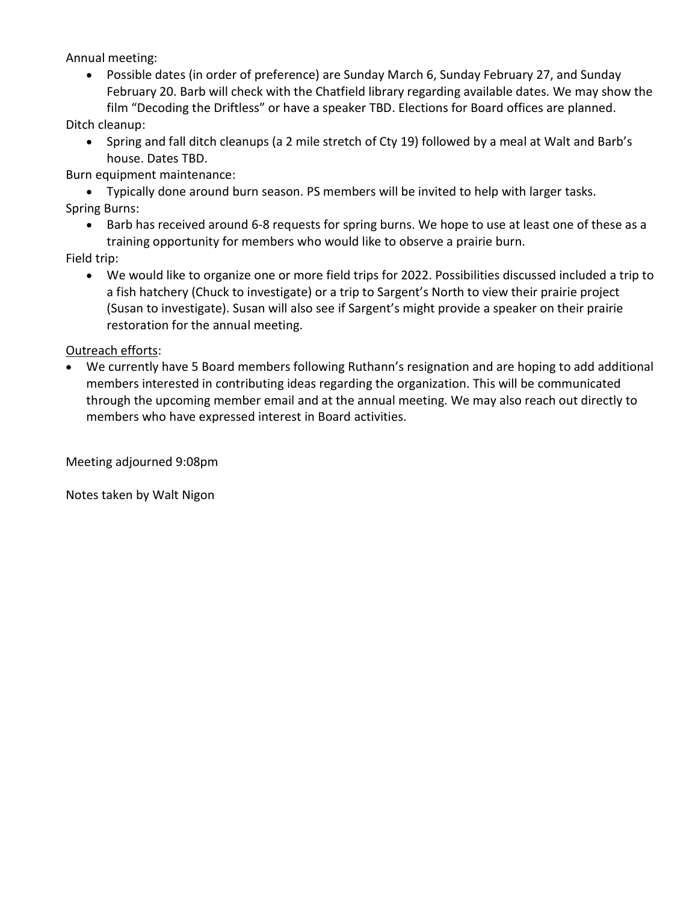Annual meeting:

- Possible dates (in order of preference) are Sunday March 6, Sunday February 27, and Sunday February 20. Barb will check with the Chatfield library regarding available dates. We may show the film "Decoding the Driftless" or have a speaker TBD. Elections for Board offices are planned.

Ditch cleanup:

- Spring and fall ditch cleanups (a 2 mile stretch of Cty 19) followed by a meal at Walt and Barb's house. Dates TBD.

Burn equipment maintenance:

- Typically done around burn season. PS members will be invited to help with larger tasks.

Spring Burns:

- Barb has received around 6-8 requests for spring burns. We hope to use at least one of these as a training opportunity for members who would like to observe a prairie burn.

Field trip:

- We would like to organize one or more field trips for 2022. Possibilities discussed included a trip to a fish hatchery (Chuck to investigate) or a trip to Sargent's North to view their prairie project (Susan to investigate). Susan will also see if Sargent's might provide a speaker on their prairie restoration for the annual meeting.

<u>Outreach efforts</u>:

- We currently have 5 Board members following Ruthann's resignation and are hoping to add additional members interested in contributing ideas regarding the organization. This will be communicated through the upcoming member email and at the annual meeting. We may also reach out directly to members who have expressed interest in Board activities.

Meeting adjourned 9:08pm

Notes taken by Walt Nigon